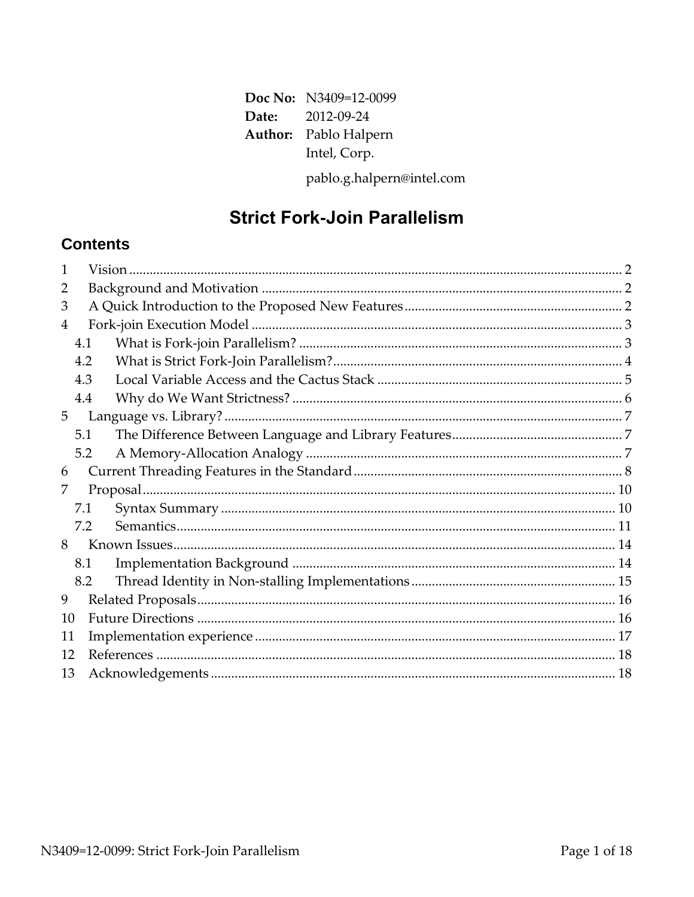**Doc No:** N3409=12-0099
**Date:** 2012-09-24
**Author:** Pablo Halpern
Intel, Corp.

pablo.g.halpern@intel.com

# Strict Fork-Join Parallelism

## Contents

1 Vision ..... 2
2 Background and Motivation ..... 2
3 A Quick Introduction to the Proposed New Features ..... 2
4 Fork-join Execution Model ..... 3
  4.1 What is Fork-join Parallelism? ..... 3
  4.2 What is Strict Fork-Join Parallelism? ..... 4
  4.3 Local Variable Access and the Cactus Stack ..... 5
  4.4 Why do We Want Strictness? ..... 6
5 Language vs. Library? ..... 7
  5.1 The Difference Between Language and Library Features ..... 7
  5.2 A Memory-Allocation Analogy ..... 7
6 Current Threading Features in the Standard ..... 8
7 Proposal ..... 10
  7.1 Syntax Summary ..... 10
  7.2 Semantics ..... 11
8 Known Issues ..... 14
  8.1 Implementation Background ..... 14
  8.2 Thread Identity in Non-stalling Implementations ..... 15
9 Related Proposals ..... 16
10 Future Directions ..... 16
11 Implementation experience ..... 17
12 References ..... 18
13 Acknowledgements ..... 18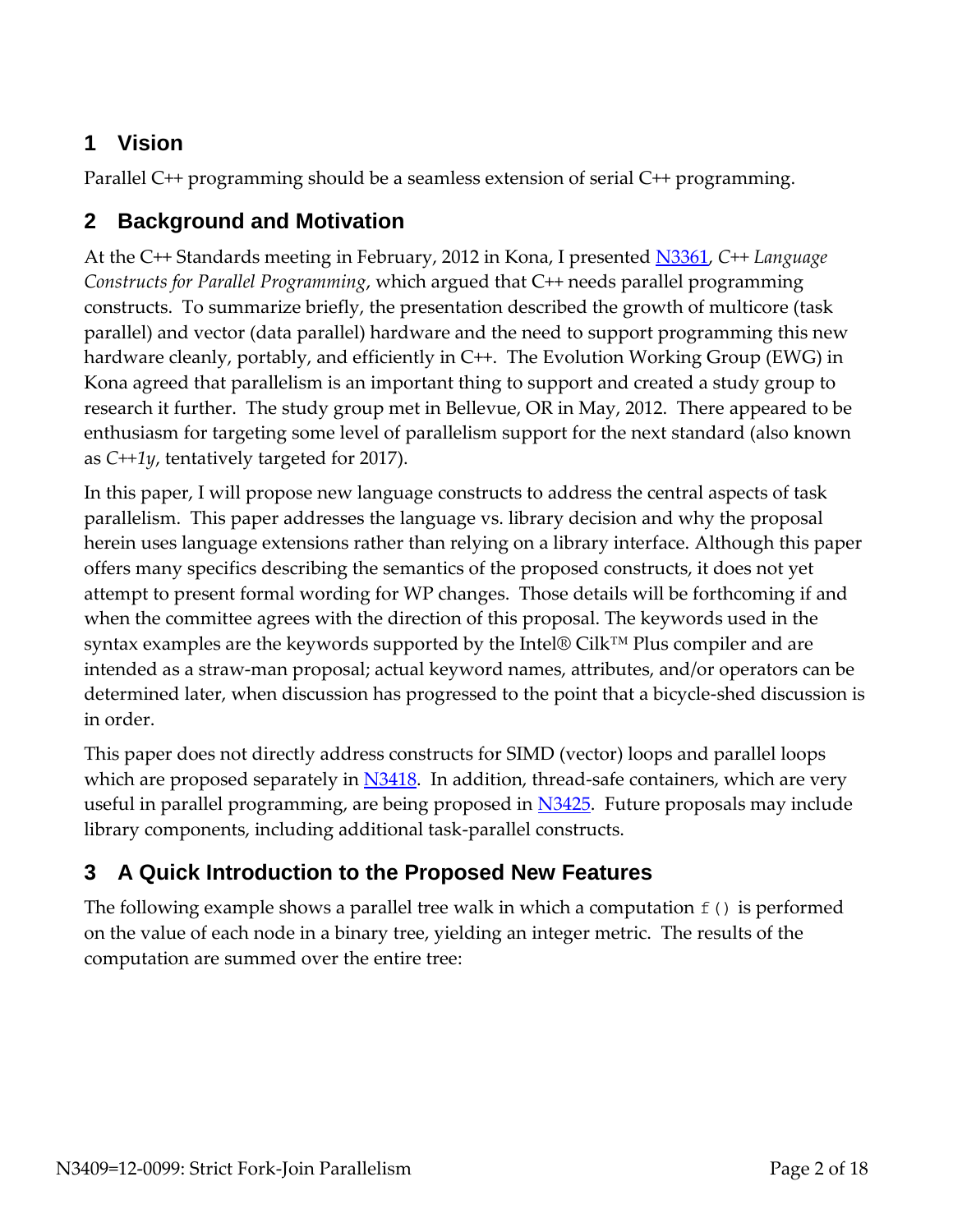## 1 Vision

Parallel C++ programming should be a seamless extension of serial C++ programming.

## 2 Background and Motivation

At the C++ Standards meeting in February, 2012 in Kona, I presented N3361, *C++ Language Constructs for Parallel Programming*, which argued that C++ needs parallel programming constructs. To summarize briefly, the presentation described the growth of multicore (task parallel) and vector (data parallel) hardware and the need to support programming this new hardware cleanly, portably, and efficiently in C++. The Evolution Working Group (EWG) in Kona agreed that parallelism is an important thing to support and created a study group to research it further. The study group met in Bellevue, OR in May, 2012. There appeared to be enthusiasm for targeting some level of parallelism support for the next standard (also known as *C++1y*, tentatively targeted for 2017).

In this paper, I will propose new language constructs to address the central aspects of task parallelism. This paper addresses the language vs. library decision and why the proposal herein uses language extensions rather than relying on a library interface. Although this paper offers many specifics describing the semantics of the proposed constructs, it does not yet attempt to present formal wording for WP changes. Those details will be forthcoming if and when the committee agrees with the direction of this proposal. The keywords used in the syntax examples are the keywords supported by the Intel® Cilk™ Plus compiler and are intended as a straw-man proposal; actual keyword names, attributes, and/or operators can be determined later, when discussion has progressed to the point that a bicycle-shed discussion is in order.

This paper does not directly address constructs for SIMD (vector) loops and parallel loops which are proposed separately in N3418. In addition, thread-safe containers, which are very useful in parallel programming, are being proposed in N3425. Future proposals may include library components, including additional task-parallel constructs.

## 3 A Quick Introduction to the Proposed New Features

The following example shows a parallel tree walk in which a computation `f()` is performed on the value of each node in a binary tree, yielding an integer metric. The results of the computation are summed over the entire tree: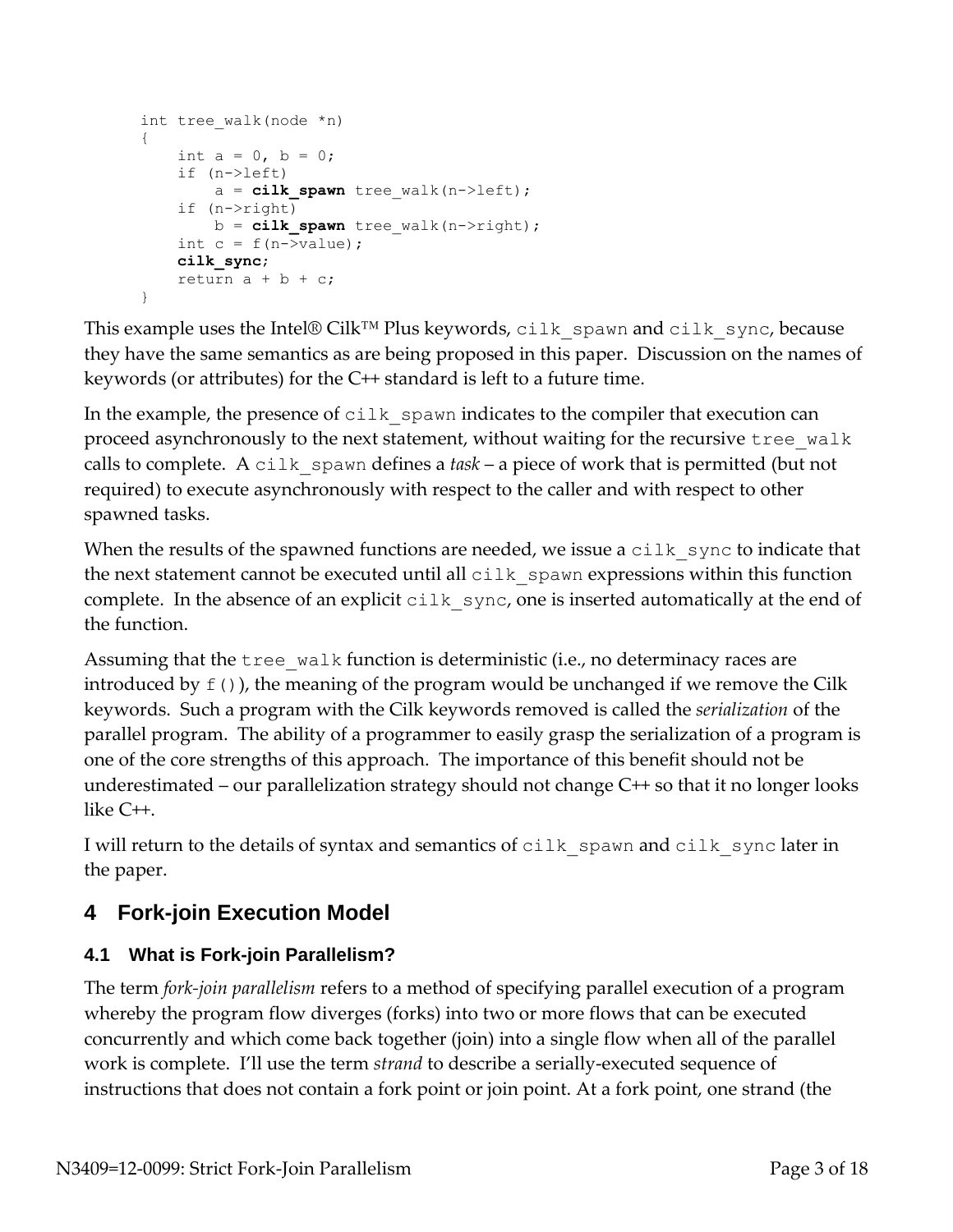```
int tree_walk(node *n)
{
    int a = 0, b = 0;
    if (n->left)
        a = cilk_spawn tree_walk(n->left);
    if (n->right)
        b = cilk_spawn tree_walk(n->right);
    int c = f(n->value);
    cilk_sync;
    return a + b + c;
}
```

This example uses the Intel® Cilk™ Plus keywords, `cilk_spawn` and `cilk_sync`, because they have the same semantics as are being proposed in this paper. Discussion on the names of keywords (or attributes) for the C++ standard is left to a future time.

In the example, the presence of `cilk_spawn` indicates to the compiler that execution can proceed asynchronously to the next statement, without waiting for the recursive `tree_walk` calls to complete. A `cilk_spawn` defines a *task* – a piece of work that is permitted (but not required) to execute asynchronously with respect to the caller and with respect to other spawned tasks.

When the results of the spawned functions are needed, we issue a `cilk_sync` to indicate that the next statement cannot be executed until all `cilk_spawn` expressions within this function complete. In the absence of an explicit `cilk_sync`, one is inserted automatically at the end of the function.

Assuming that the `tree_walk` function is deterministic (i.e., no determinacy races are introduced by `f()`), the meaning of the program would be unchanged if we remove the Cilk keywords. Such a program with the Cilk keywords removed is called the *serialization* of the parallel program. The ability of a programmer to easily grasp the serialization of a program is one of the core strengths of this approach. The importance of this benefit should not be underestimated – our parallelization strategy should not change C++ so that it no longer looks like C++.

I will return to the details of syntax and semantics of `cilk_spawn` and `cilk_sync` later in the paper.

# 4 Fork-join Execution Model

## 4.1 What is Fork-join Parallelism?

The term *fork-join parallelism* refers to a method of specifying parallel execution of a program whereby the program flow diverges (forks) into two or more flows that can be executed concurrently and which come back together (join) into a single flow when all of the parallel work is complete. I'll use the term *strand* to describe a serially-executed sequence of instructions that does not contain a fork point or join point. At a fork point, one strand (the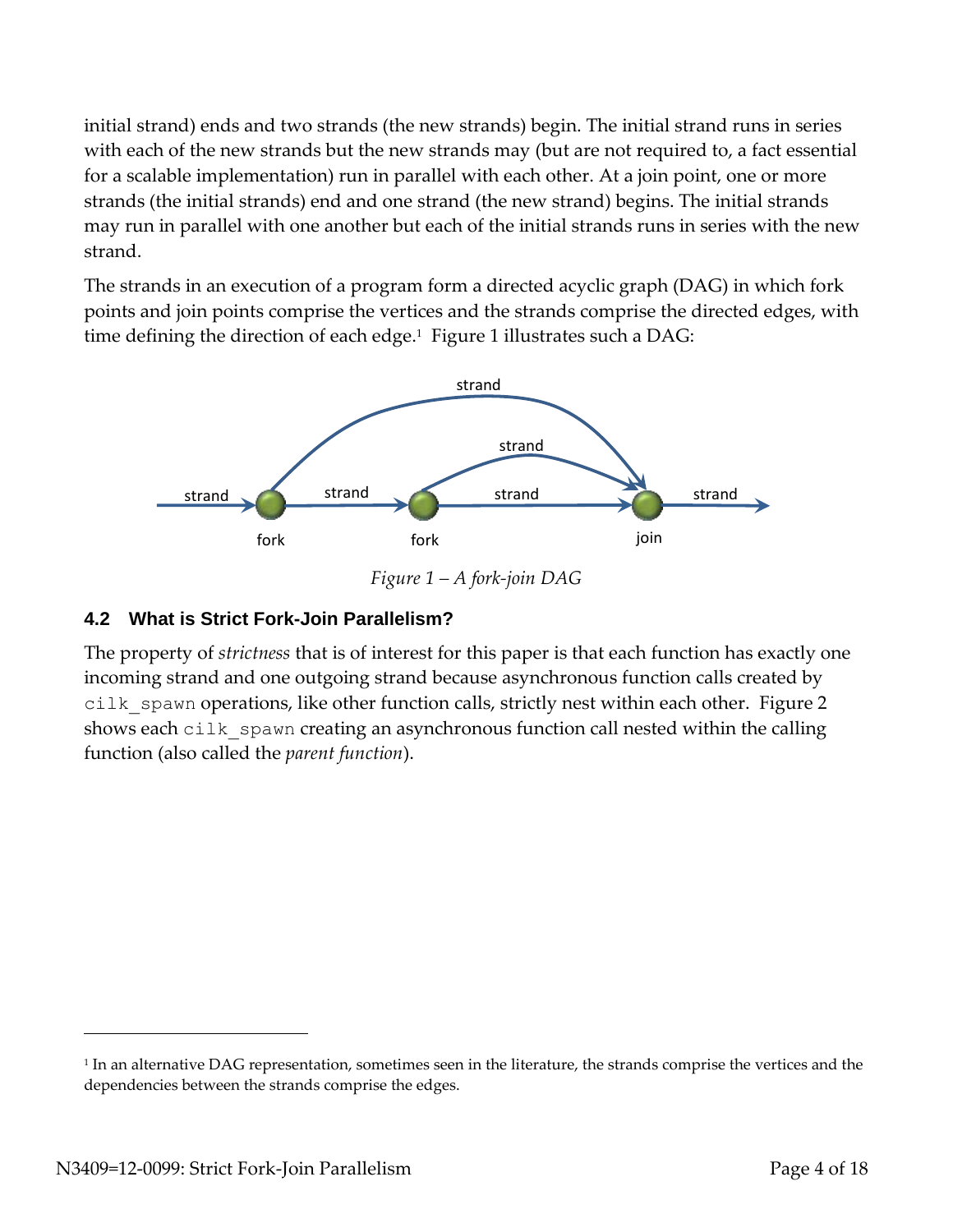initial strand) ends and two strands (the new strands) begin. The initial strand runs in series with each of the new strands but the new strands may (but are not required to, a fact essential for a scalable implementation) run in parallel with each other. At a join point, one or more strands (the initial strands) end and one strand (the new strand) begins. The initial strands may run in parallel with one another but each of the initial strands runs in series with the new strand.

The strands in an execution of a program form a directed acyclic graph (DAG) in which fork points and join points comprise the vertices and the strands comprise the directed edges, with time defining the direction of each edge.[1] Figure 1 illustrates such a DAG:

*Figure 1 – A fork-join DAG*

### 4.2 What is Strict Fork-Join Parallelism?

The property of *strictness* that is of interest for this paper is that each function has exactly one incoming strand and one outgoing strand because asynchronous function calls created by `cilk_spawn` operations, like other function calls, strictly nest within each other. Figure 2 shows each `cilk_spawn` creating an asynchronous function call nested within the calling function (also called the *parent function*).

[1] In an alternative DAG representation, sometimes seen in the literature, the strands comprise the vertices and the dependencies between the strands comprise the edges.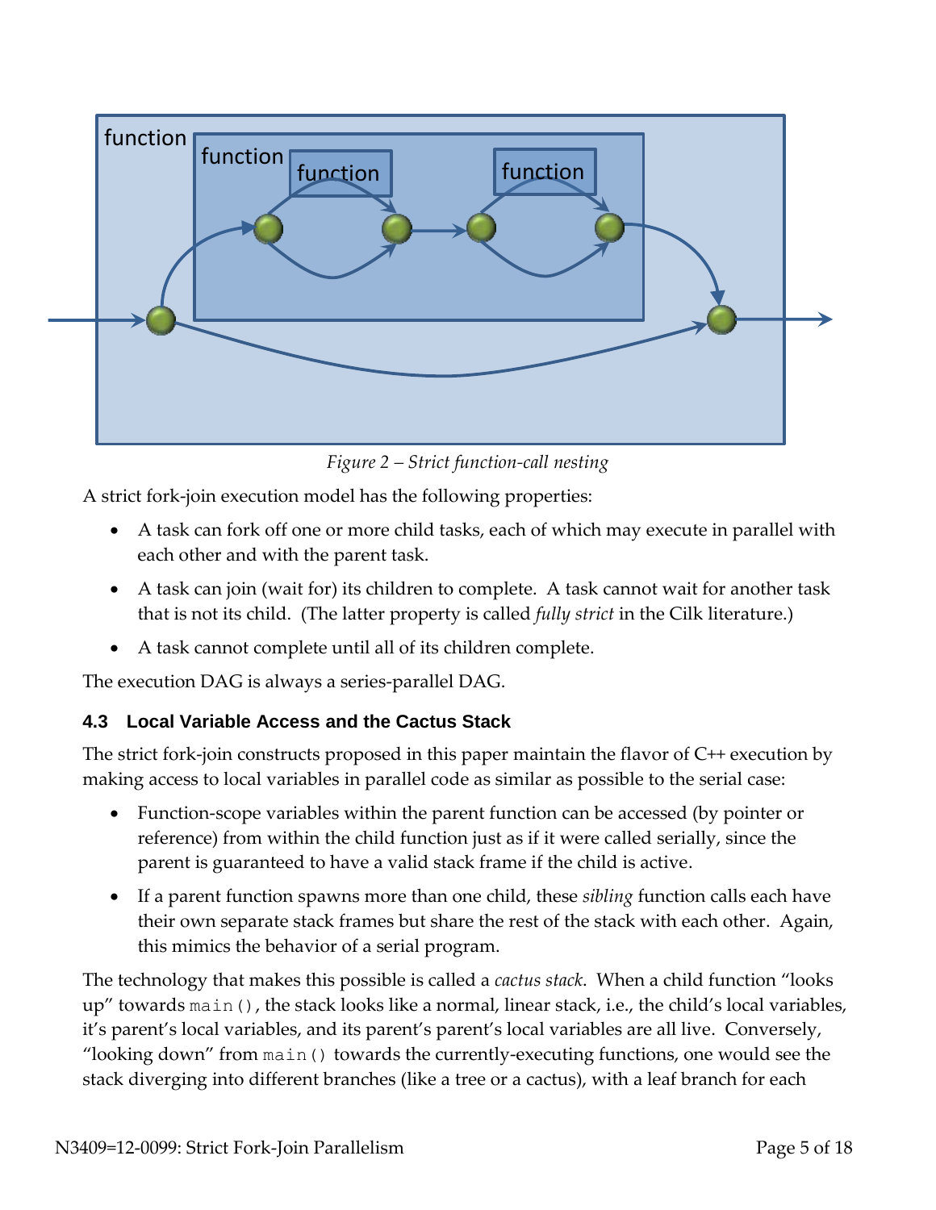*Figure 2 – Strict function-call nesting*

A strict fork-join execution model has the following properties:

- A task can fork off one or more child tasks, each of which may execute in parallel with each other and with the parent task.
- A task can join (wait for) its children to complete. A task cannot wait for another task that is not its child. (The latter property is called *fully strict* in the Cilk literature.)
- A task cannot complete until all of its children complete.

The execution DAG is always a series-parallel DAG.

### 4.3 Local Variable Access and the Cactus Stack

The strict fork-join constructs proposed in this paper maintain the flavor of C++ execution by making access to local variables in parallel code as similar as possible to the serial case:

- Function-scope variables within the parent function can be accessed (by pointer or reference) from within the child function just as if it were called serially, since the parent is guaranteed to have a valid stack frame if the child is active.
- If a parent function spawns more than one child, these *sibling* function calls each have their own separate stack frames but share the rest of the stack with each other. Again, this mimics the behavior of a serial program.

The technology that makes this possible is called a *cactus stack*. When a child function “looks up” towards `main()`, the stack looks like a normal, linear stack, i.e., the child’s local variables, it’s parent’s local variables, and its parent’s parent’s local variables are all live. Conversely, “looking down” from `main()` towards the currently-executing functions, one would see the stack diverging into different branches (like a tree or a cactus), with a leaf branch for each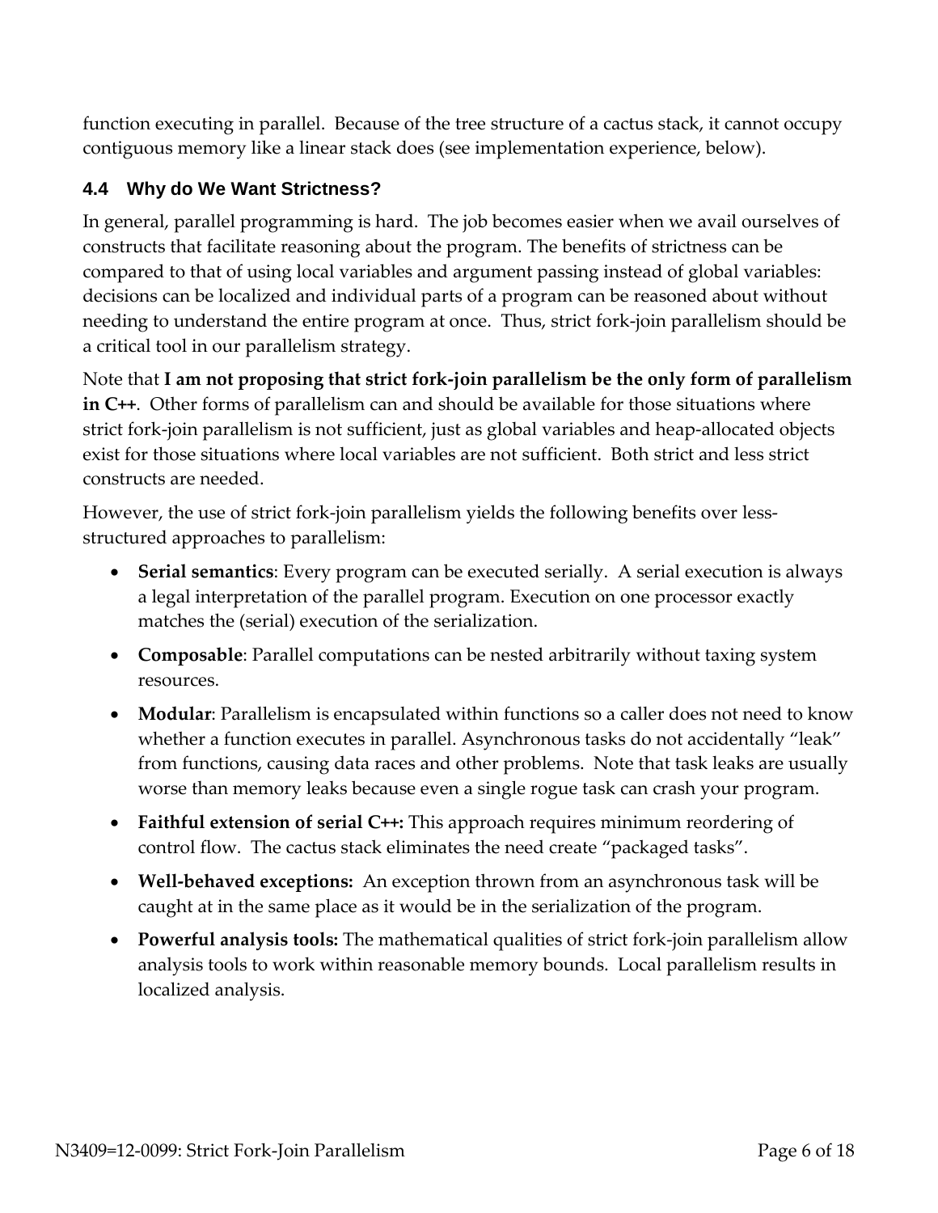function executing in parallel. Because of the tree structure of a cactus stack, it cannot occupy contiguous memory like a linear stack does (see implementation experience, below).

### 4.4 Why do We Want Strictness?

In general, parallel programming is hard. The job becomes easier when we avail ourselves of constructs that facilitate reasoning about the program. The benefits of strictness can be compared to that of using local variables and argument passing instead of global variables: decisions can be localized and individual parts of a program can be reasoned about without needing to understand the entire program at once. Thus, strict fork-join parallelism should be a critical tool in our parallelism strategy.

Note that **I am not proposing that strict fork-join parallelism be the only form of parallelism in C++**. Other forms of parallelism can and should be available for those situations where strict fork-join parallelism is not sufficient, just as global variables and heap-allocated objects exist for those situations where local variables are not sufficient. Both strict and less strict constructs are needed.

However, the use of strict fork-join parallelism yields the following benefits over less-structured approaches to parallelism:

- **Serial semantics**: Every program can be executed serially. A serial execution is always a legal interpretation of the parallel program. Execution on one processor exactly matches the (serial) execution of the serialization.
- **Composable**: Parallel computations can be nested arbitrarily without taxing system resources.
- **Modular**: Parallelism is encapsulated within functions so a caller does not need to know whether a function executes in parallel. Asynchronous tasks do not accidentally "leak" from functions, causing data races and other problems. Note that task leaks are usually worse than memory leaks because even a single rogue task can crash your program.
- **Faithful extension of serial C++:** This approach requires minimum reordering of control flow. The cactus stack eliminates the need create "packaged tasks".
- **Well-behaved exceptions:** An exception thrown from an asynchronous task will be caught at in the same place as it would be in the serialization of the program.
- **Powerful analysis tools:** The mathematical qualities of strict fork-join parallelism allow analysis tools to work within reasonable memory bounds. Local parallelism results in localized analysis.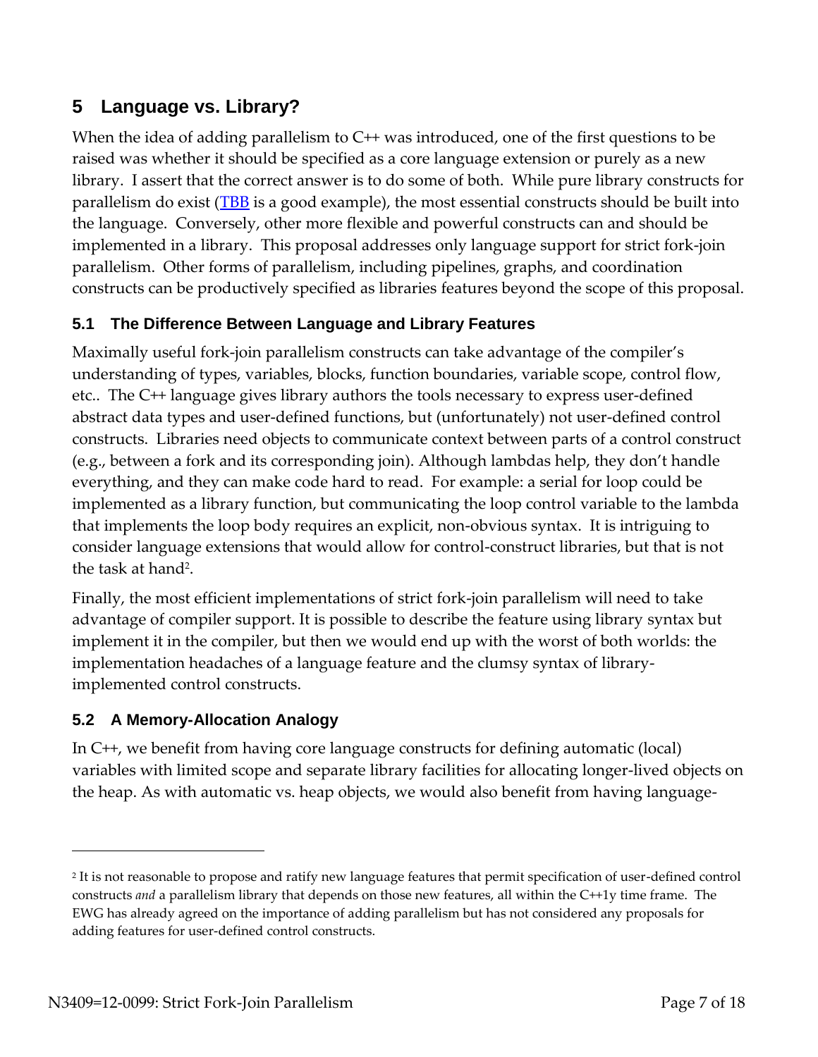# 5 Language vs. Library?

When the idea of adding parallelism to C++ was introduced, one of the first questions to be raised was whether it should be specified as a core language extension or purely as a new library. I assert that the correct answer is to do some of both. While pure library constructs for parallelism do exist (TBB is a good example), the most essential constructs should be built into the language. Conversely, other more flexible and powerful constructs can and should be implemented in a library. This proposal addresses only language support for strict fork-join parallelism. Other forms of parallelism, including pipelines, graphs, and coordination constructs can be productively specified as libraries features beyond the scope of this proposal.

## 5.1 The Difference Between Language and Library Features

Maximally useful fork-join parallelism constructs can take advantage of the compiler's understanding of types, variables, blocks, function boundaries, variable scope, control flow, etc.. The C++ language gives library authors the tools necessary to express user-defined abstract data types and user-defined functions, but (unfortunately) not user-defined control constructs. Libraries need objects to communicate context between parts of a control construct (e.g., between a fork and its corresponding join). Although lambdas help, they don't handle everything, and they can make code hard to read. For example: a serial for loop could be implemented as a library function, but communicating the loop control variable to the lambda that implements the loop body requires an explicit, non-obvious syntax. It is intriguing to consider language extensions that would allow for control-construct libraries, but that is not the task at hand[2].

Finally, the most efficient implementations of strict fork-join parallelism will need to take advantage of compiler support. It is possible to describe the feature using library syntax but implement it in the compiler, but then we would end up with the worst of both worlds: the implementation headaches of a language feature and the clumsy syntax of library-implemented control constructs.

## 5.2 A Memory-Allocation Analogy

In C++, we benefit from having core language constructs for defining automatic (local) variables with limited scope and separate library facilities for allocating longer-lived objects on the heap. As with automatic vs. heap objects, we would also benefit from having language-

---

[2] It is not reasonable to propose and ratify new language features that permit specification of user-defined control constructs *and* a parallelism library that depends on those new features, all within the C++1y time frame. The EWG has already agreed on the importance of adding parallelism but has not considered any proposals for adding features for user-defined control constructs.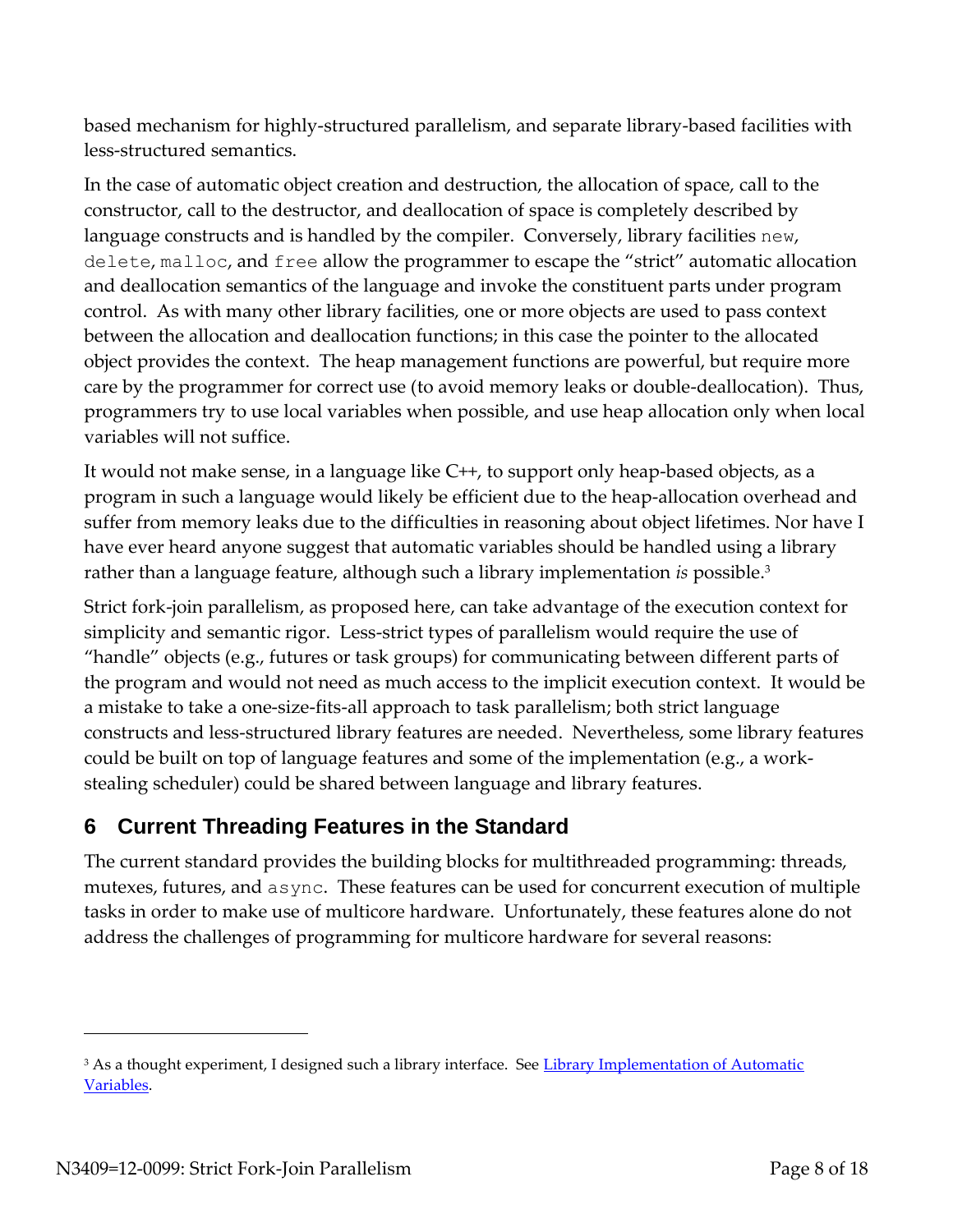based mechanism for highly-structured parallelism, and separate library-based facilities with less-structured semantics.

In the case of automatic object creation and destruction, the allocation of space, call to the constructor, call to the destructor, and deallocation of space is completely described by language constructs and is handled by the compiler. Conversely, library facilities `new`, `delete`, `malloc`, and `free` allow the programmer to escape the "strict" automatic allocation and deallocation semantics of the language and invoke the constituent parts under program control. As with many other library facilities, one or more objects are used to pass context between the allocation and deallocation functions; in this case the pointer to the allocated object provides the context. The heap management functions are powerful, but require more care by the programmer for correct use (to avoid memory leaks or double-deallocation). Thus, programmers try to use local variables when possible, and use heap allocation only when local variables will not suffice.

It would not make sense, in a language like C++, to support only heap-based objects, as a program in such a language would likely be efficient due to the heap-allocation overhead and suffer from memory leaks due to the difficulties in reasoning about object lifetimes. Nor have I have ever heard anyone suggest that automatic variables should be handled using a library rather than a language feature, although such a library implementation *is* possible.[3]

Strict fork-join parallelism, as proposed here, can take advantage of the execution context for simplicity and semantic rigor. Less-strict types of parallelism would require the use of "handle" objects (e.g., futures or task groups) for communicating between different parts of the program and would not need as much access to the implicit execution context. It would be a mistake to take a one-size-fits-all approach to task parallelism; both strict language constructs and less-structured library features are needed. Nevertheless, some library features could be built on top of language features and some of the implementation (e.g., a work-stealing scheduler) could be shared between language and library features.

## 6 Current Threading Features in the Standard

The current standard provides the building blocks for multithreaded programming: threads, mutexes, futures, and `async`. These features can be used for concurrent execution of multiple tasks in order to make use of multicore hardware. Unfortunately, these features alone do not address the challenges of programming for multicore hardware for several reasons:

---

[3] As a thought experiment, I designed such a library interface. See Library Implementation of Automatic Variables.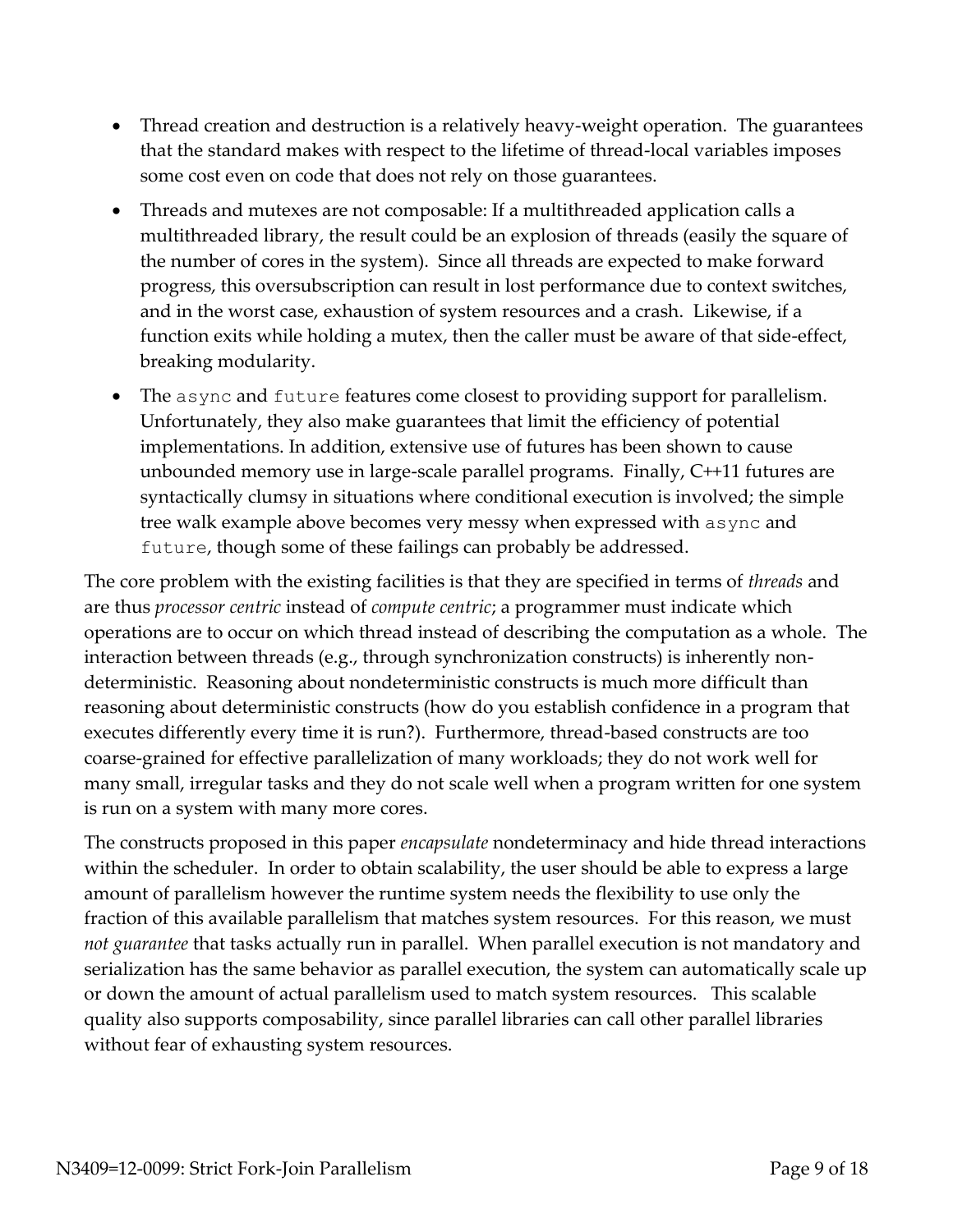- Thread creation and destruction is a relatively heavy-weight operation. The guarantees that the standard makes with respect to the lifetime of thread-local variables imposes some cost even on code that does not rely on those guarantees.
- Threads and mutexes are not composable: If a multithreaded application calls a multithreaded library, the result could be an explosion of threads (easily the square of the number of cores in the system). Since all threads are expected to make forward progress, this oversubscription can result in lost performance due to context switches, and in the worst case, exhaustion of system resources and a crash. Likewise, if a function exits while holding a mutex, then the caller must be aware of that side-effect, breaking modularity.
- The `async` and `future` features come closest to providing support for parallelism. Unfortunately, they also make guarantees that limit the efficiency of potential implementations. In addition, extensive use of futures has been shown to cause unbounded memory use in large-scale parallel programs. Finally, C++11 futures are syntactically clumsy in situations where conditional execution is involved; the simple tree walk example above becomes very messy when expressed with `async` and `future`, though some of these failings can probably be addressed.

The core problem with the existing facilities is that they are specified in terms of *threads* and are thus *processor centric* instead of *compute centric*; a programmer must indicate which operations are to occur on which thread instead of describing the computation as a whole. The interaction between threads (e.g., through synchronization constructs) is inherently nondeterministic. Reasoning about nondeterministic constructs is much more difficult than reasoning about deterministic constructs (how do you establish confidence in a program that executes differently every time it is run?). Furthermore, thread-based constructs are too coarse-grained for effective parallelization of many workloads; they do not work well for many small, irregular tasks and they do not scale well when a program written for one system is run on a system with many more cores.

The constructs proposed in this paper *encapsulate* nondeterminacy and hide thread interactions within the scheduler. In order to obtain scalability, the user should be able to express a large amount of parallelism however the runtime system needs the flexibility to use only the fraction of this available parallelism that matches system resources. For this reason, we must *not guarantee* that tasks actually run in parallel. When parallel execution is not mandatory and serialization has the same behavior as parallel execution, the system can automatically scale up or down the amount of actual parallelism used to match system resources. This scalable quality also supports composability, since parallel libraries can call other parallel libraries without fear of exhausting system resources.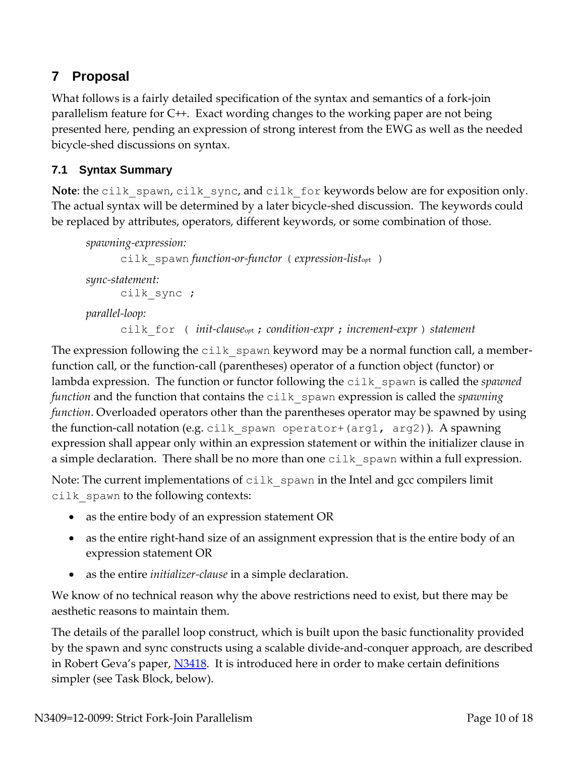## 7 Proposal

What follows is a fairly detailed specification of the syntax and semantics of a fork-join parallelism feature for C++. Exact wording changes to the working paper are not being presented here, pending an expression of strong interest from the EWG as well as the needed bicycle-shed discussions on syntax.

### 7.1 Syntax Summary

**Note**: the `cilk_spawn`, `cilk_sync`, and `cilk_for` keywords below are for exposition only. The actual syntax will be determined by a later bicycle-shed discussion. The keywords could be replaced by attributes, operators, different keywords, or some combination of those.

*spawning-expression:*
    `cilk_spawn` *function-or-functor* `(` *expression-list*<sub>opt</sub> `)`

*sync-statement:*
    `cilk_sync ;`

*parallel-loop:*
    `cilk_for (` *init-clause*<sub>opt</sub> `;` *condition-expr* `;` *increment-expr* `)` *statement*

The expression following the `cilk_spawn` keyword may be a normal function call, a member-function call, or the function-call (parentheses) operator of a function object (functor) or lambda expression. The function or functor following the `cilk_spawn` is called the *spawned function* and the function that contains the `cilk_spawn` expression is called the *spawning function*. Overloaded operators other than the parentheses operator may be spawned by using the function-call notation (e.g. `cilk_spawn operator+(arg1, arg2)`). A spawning expression shall appear only within an expression statement or within the initializer clause in a simple declaration. There shall be no more than one `cilk_spawn` within a full expression.

Note: The current implementations of `cilk_spawn` in the Intel and gcc compilers limit `cilk_spawn` to the following contexts:

- as the entire body of an expression statement OR
- as the entire right-hand size of an assignment expression that is the entire body of an expression statement OR
- as the entire *initializer-clause* in a simple declaration.

We know of no technical reason why the above restrictions need to exist, but there may be aesthetic reasons to maintain them.

The details of the parallel loop construct, which is built upon the basic functionality provided by the spawn and sync constructs using a scalable divide-and-conquer approach, are described in Robert Geva's paper, N3418. It is introduced here in order to make certain definitions simpler (see Task Block, below).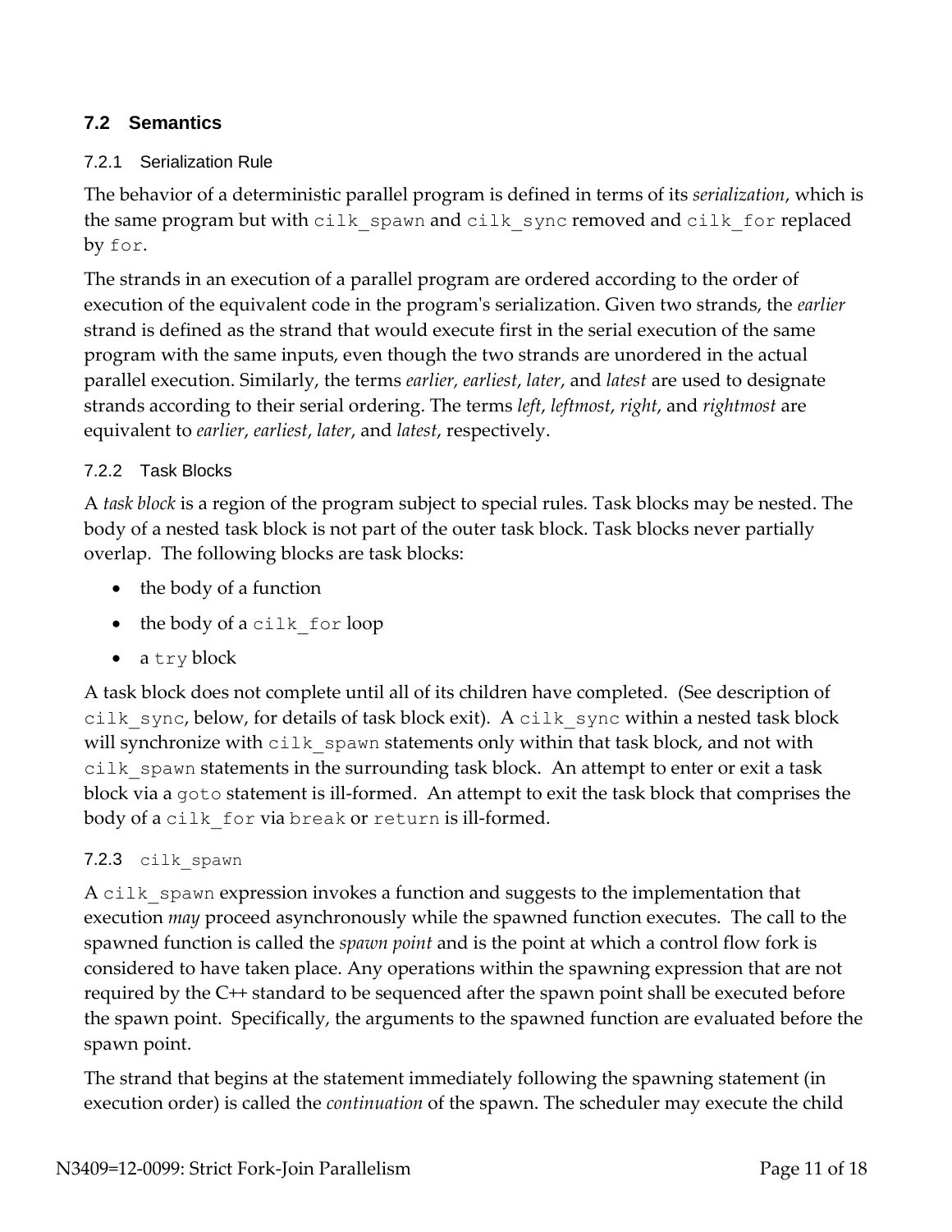## 7.2 Semantics

### 7.2.1 Serialization Rule

The behavior of a deterministic parallel program is defined in terms of its *serialization*, which is the same program but with `cilk_spawn` and `cilk_sync` removed and `cilk_for` replaced by `for`.

The strands in an execution of a parallel program are ordered according to the order of execution of the equivalent code in the program's serialization. Given two strands, the *earlier* strand is defined as the strand that would execute first in the serial execution of the same program with the same inputs, even though the two strands are unordered in the actual parallel execution. Similarly, the terms *earlier, earliest*, *later*, and *latest* are used to designate strands according to their serial ordering. The terms *left*, *leftmost*, *right*, and *rightmost* are equivalent to *earlier*, *earliest*, *later*, and *latest*, respectively.

### 7.2.2 Task Blocks

A *task block* is a region of the program subject to special rules. Task blocks may be nested. The body of a nested task block is not part of the outer task block. Task blocks never partially overlap. The following blocks are task blocks:

- the body of a function
- the body of a `cilk_for` loop
- a `try` block

A task block does not complete until all of its children have completed. (See description of `cilk_sync`, below, for details of task block exit). A `cilk_sync` within a nested task block will synchronize with `cilk_spawn` statements only within that task block, and not with `cilk_spawn` statements in the surrounding task block. An attempt to enter or exit a task block via a `goto` statement is ill-formed. An attempt to exit the task block that comprises the body of a `cilk_for` via `break` or `return` is ill-formed.

### 7.2.3 `cilk_spawn`

A `cilk_spawn` expression invokes a function and suggests to the implementation that execution *may* proceed asynchronously while the spawned function executes. The call to the spawned function is called the *spawn point* and is the point at which a control flow fork is considered to have taken place. Any operations within the spawning expression that are not required by the C++ standard to be sequenced after the spawn point shall be executed before the spawn point. Specifically, the arguments to the spawned function are evaluated before the spawn point.

The strand that begins at the statement immediately following the spawning statement (in execution order) is called the *continuation* of the spawn. The scheduler may execute the child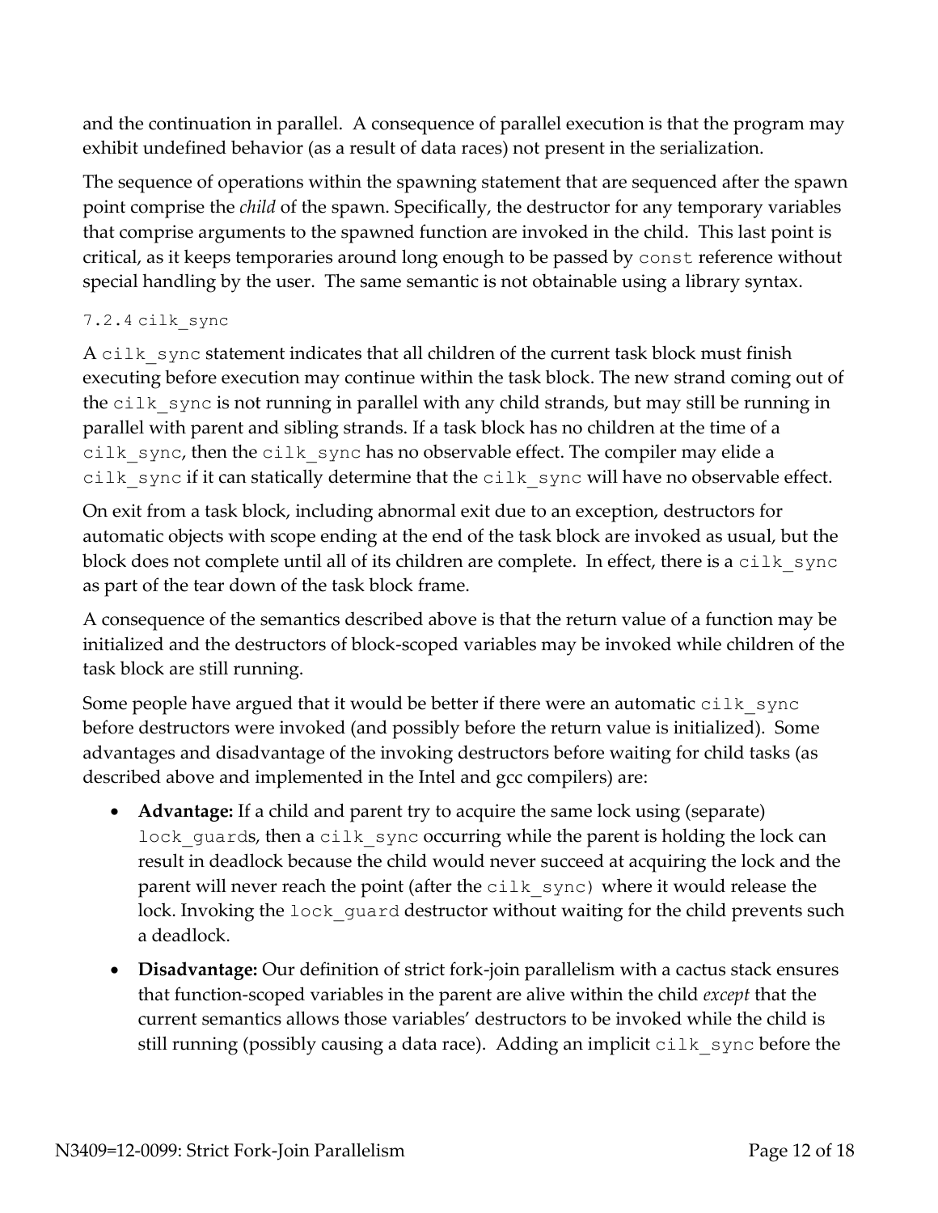and the continuation in parallel. A consequence of parallel execution is that the program may exhibit undefined behavior (as a result of data races) not present in the serialization.

The sequence of operations within the spawning statement that are sequenced after the spawn point comprise the *child* of the spawn. Specifically, the destructor for any temporary variables that comprise arguments to the spawned function are invoked in the child. This last point is critical, as it keeps temporaries around long enough to be passed by `const` reference without special handling by the user. The same semantic is not obtainable using a library syntax.

### 7.2.4 cilk_sync

A `cilk_sync` statement indicates that all children of the current task block must finish executing before execution may continue within the task block. The new strand coming out of the `cilk_sync` is not running in parallel with any child strands, but may still be running in parallel with parent and sibling strands. If a task block has no children at the time of a `cilk_sync`, then the `cilk_sync` has no observable effect. The compiler may elide a `cilk_sync` if it can statically determine that the `cilk_sync` will have no observable effect.

On exit from a task block, including abnormal exit due to an exception, destructors for automatic objects with scope ending at the end of the task block are invoked as usual, but the block does not complete until all of its children are complete. In effect, there is a `cilk_sync` as part of the tear down of the task block frame.

A consequence of the semantics described above is that the return value of a function may be initialized and the destructors of block-scoped variables may be invoked while children of the task block are still running.

Some people have argued that it would be better if there were an automatic `cilk_sync` before destructors were invoked (and possibly before the return value is initialized). Some advantages and disadvantage of the invoking destructors before waiting for child tasks (as described above and implemented in the Intel and gcc compilers) are:

- **Advantage:** If a child and parent try to acquire the same lock using (separate) `lock_guard`s, then a `cilk_sync` occurring while the parent is holding the lock can result in deadlock because the child would never succeed at acquiring the lock and the parent will never reach the point (after the `cilk_sync`) where it would release the lock. Invoking the `lock_guard` destructor without waiting for the child prevents such a deadlock.
- **Disadvantage:** Our definition of strict fork-join parallelism with a cactus stack ensures that function-scoped variables in the parent are alive within the child *except* that the current semantics allows those variables' destructors to be invoked while the child is still running (possibly causing a data race). Adding an implicit `cilk_sync` before the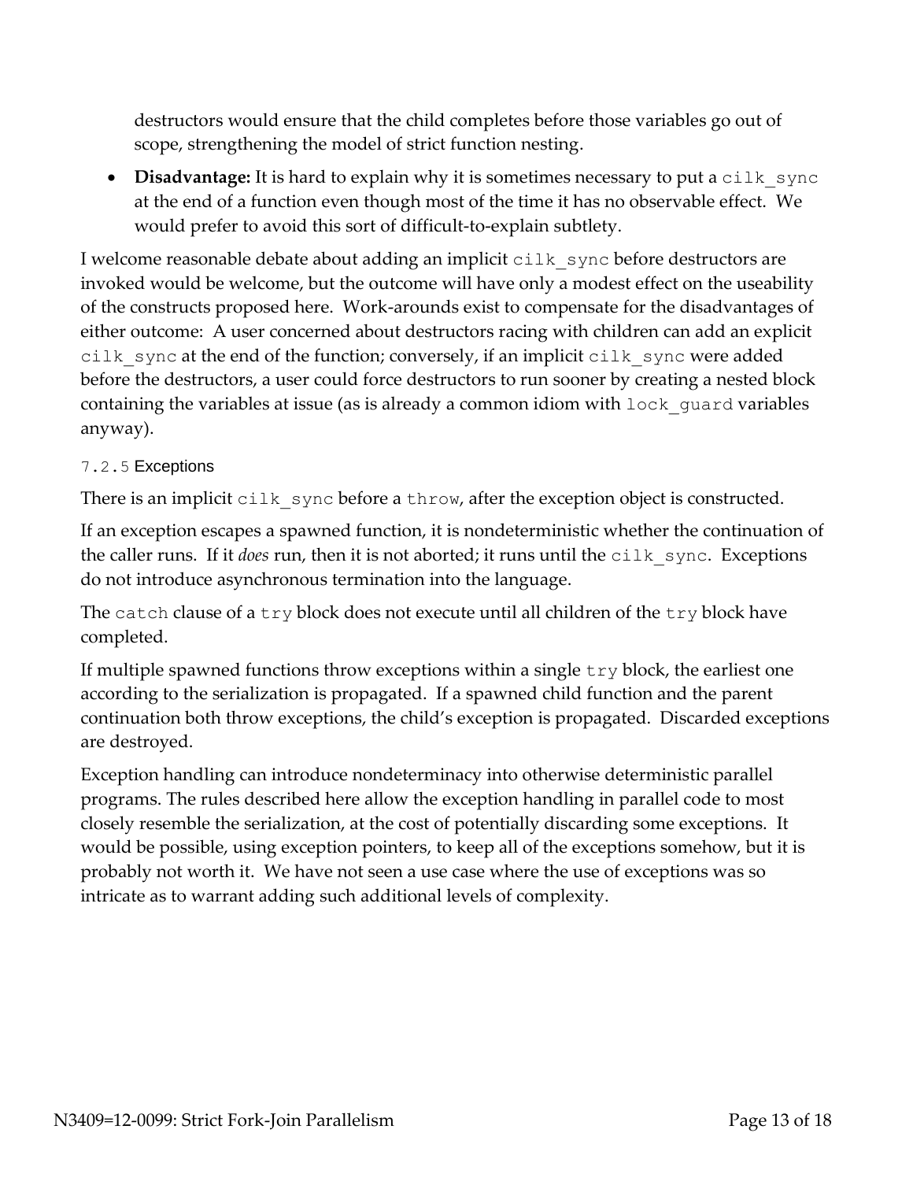destructors would ensure that the child completes before those variables go out of scope, strengthening the model of strict function nesting.

- **Disadvantage:** It is hard to explain why it is sometimes necessary to put a `cilk_sync` at the end of a function even though most of the time it has no observable effect. We would prefer to avoid this sort of difficult-to-explain subtlety.

I welcome reasonable debate about adding an implicit `cilk_sync` before destructors are invoked would be welcome, but the outcome will have only a modest effect on the useability of the constructs proposed here. Work-arounds exist to compensate for the disadvantages of either outcome: A user concerned about destructors racing with children can add an explicit `cilk_sync` at the end of the function; conversely, if an implicit `cilk_sync` were added before the destructors, a user could force destructors to run sooner by creating a nested block containing the variables at issue (as is already a common idiom with `lock_guard` variables anyway).

#### 7.2.5 Exceptions

There is an implicit `cilk_sync` before a `throw`, after the exception object is constructed.

If an exception escapes a spawned function, it is nondeterministic whether the continuation of the caller runs. If it *does* run, then it is not aborted; it runs until the `cilk_sync`. Exceptions do not introduce asynchronous termination into the language.

The `catch` clause of a `try` block does not execute until all children of the `try` block have completed.

If multiple spawned functions throw exceptions within a single `try` block, the earliest one according to the serialization is propagated. If a spawned child function and the parent continuation both throw exceptions, the child's exception is propagated. Discarded exceptions are destroyed.

Exception handling can introduce nondeterminacy into otherwise deterministic parallel programs. The rules described here allow the exception handling in parallel code to most closely resemble the serialization, at the cost of potentially discarding some exceptions. It would be possible, using exception pointers, to keep all of the exceptions somehow, but it is probably not worth it. We have not seen a use case where the use of exceptions was so intricate as to warrant adding such additional levels of complexity.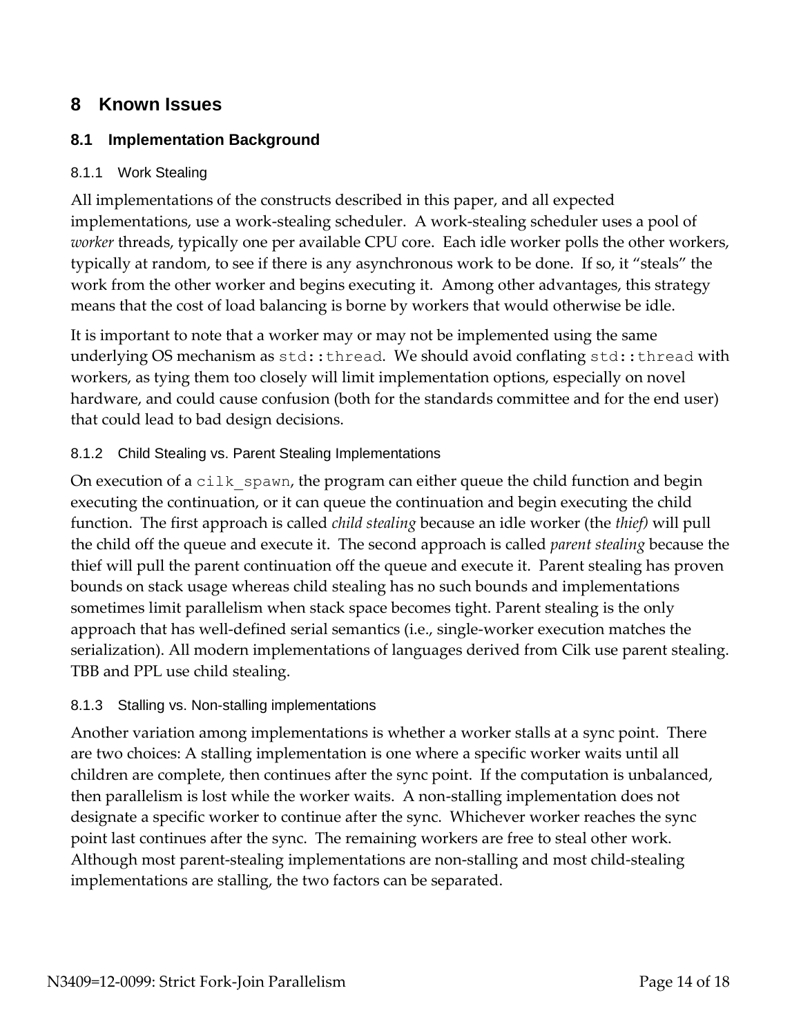# 8 Known Issues

## 8.1 Implementation Background

### 8.1.1 Work Stealing

All implementations of the constructs described in this paper, and all expected implementations, use a work-stealing scheduler. A work-stealing scheduler uses a pool of *worker* threads, typically one per available CPU core. Each idle worker polls the other workers, typically at random, to see if there is any asynchronous work to be done. If so, it "steals" the work from the other worker and begins executing it. Among other advantages, this strategy means that the cost of load balancing is borne by workers that would otherwise be idle.

It is important to note that a worker may or may not be implemented using the same underlying OS mechanism as `std::thread`. We should avoid conflating `std::thread` with workers, as tying them too closely will limit implementation options, especially on novel hardware, and could cause confusion (both for the standards committee and for the end user) that could lead to bad design decisions.

### 8.1.2 Child Stealing vs. Parent Stealing Implementations

On execution of a `cilk_spawn`, the program can either queue the child function and begin executing the continuation, or it can queue the continuation and begin executing the child function. The first approach is called *child stealing* because an idle worker (the *thief)* will pull the child off the queue and execute it. The second approach is called *parent stealing* because the thief will pull the parent continuation off the queue and execute it. Parent stealing has proven bounds on stack usage whereas child stealing has no such bounds and implementations sometimes limit parallelism when stack space becomes tight. Parent stealing is the only approach that has well-defined serial semantics (i.e., single-worker execution matches the serialization). All modern implementations of languages derived from Cilk use parent stealing. TBB and PPL use child stealing.

### 8.1.3 Stalling vs. Non-stalling implementations

Another variation among implementations is whether a worker stalls at a sync point. There are two choices: A stalling implementation is one where a specific worker waits until all children are complete, then continues after the sync point. If the computation is unbalanced, then parallelism is lost while the worker waits. A non-stalling implementation does not designate a specific worker to continue after the sync. Whichever worker reaches the sync point last continues after the sync. The remaining workers are free to steal other work. Although most parent-stealing implementations are non-stalling and most child-stealing implementations are stalling, the two factors can be separated.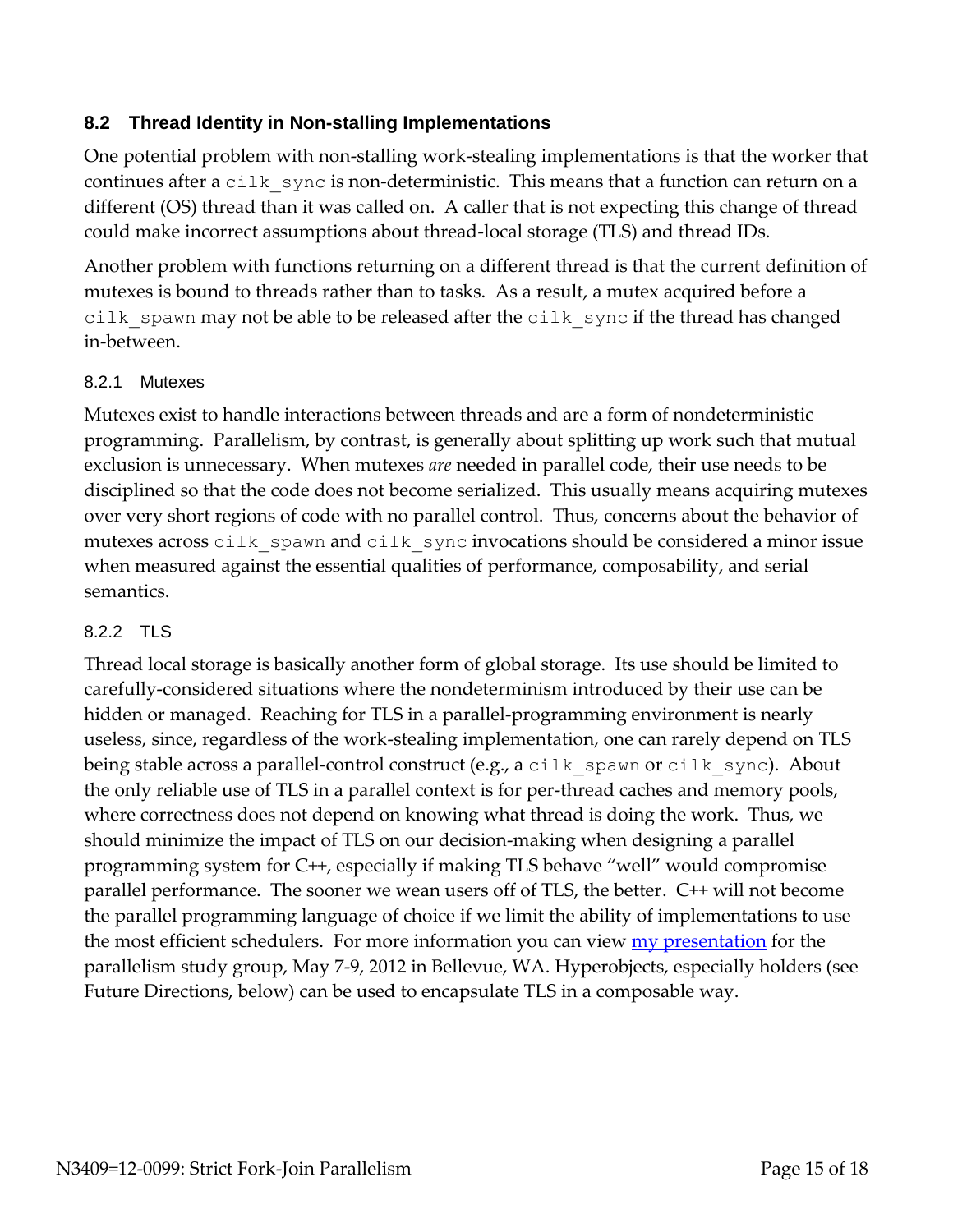## 8.2 Thread Identity in Non-stalling Implementations

One potential problem with non-stalling work-stealing implementations is that the worker that continues after a `cilk_sync` is non-deterministic. This means that a function can return on a different (OS) thread than it was called on. A caller that is not expecting this change of thread could make incorrect assumptions about thread-local storage (TLS) and thread IDs.

Another problem with functions returning on a different thread is that the current definition of mutexes is bound to threads rather than to tasks. As a result, a mutex acquired before a `cilk_spawn` may not be able to be released after the `cilk_sync` if the thread has changed in-between.

### 8.2.1 Mutexes

Mutexes exist to handle interactions between threads and are a form of nondeterministic programming. Parallelism, by contrast, is generally about splitting up work such that mutual exclusion is unnecessary. When mutexes *are* needed in parallel code, their use needs to be disciplined so that the code does not become serialized. This usually means acquiring mutexes over very short regions of code with no parallel control. Thus, concerns about the behavior of mutexes across `cilk_spawn` and `cilk_sync` invocations should be considered a minor issue when measured against the essential qualities of performance, composability, and serial semantics.

### 8.2.2 TLS

Thread local storage is basically another form of global storage. Its use should be limited to carefully-considered situations where the nondeterminism introduced by their use can be hidden or managed. Reaching for TLS in a parallel-programming environment is nearly useless, since, regardless of the work-stealing implementation, one can rarely depend on TLS being stable across a parallel-control construct (e.g., a `cilk_spawn` or `cilk_sync`). About the only reliable use of TLS in a parallel context is for per-thread caches and memory pools, where correctness does not depend on knowing what thread is doing the work. Thus, we should minimize the impact of TLS on our decision-making when designing a parallel programming system for C++, especially if making TLS behave "well" would compromise parallel performance. The sooner we wean users off of TLS, the better. C++ will not become the parallel programming language of choice if we limit the ability of implementations to use the most efficient schedulers. For more information you can view my presentation for the parallelism study group, May 7-9, 2012 in Bellevue, WA. Hyperobjects, especially holders (see Future Directions, below) can be used to encapsulate TLS in a composable way.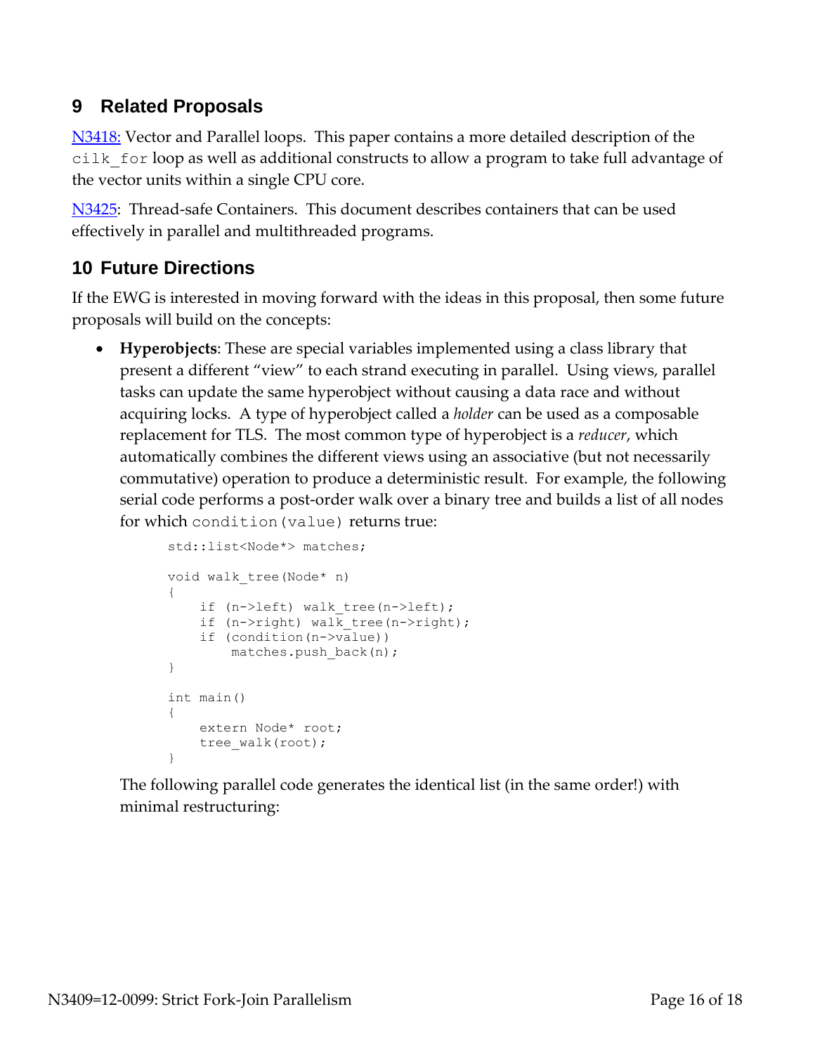## 9 Related Proposals

[N3418:](#) Vector and Parallel loops. This paper contains a more detailed description of the `cilk_for` loop as well as additional constructs to allow a program to take full advantage of the vector units within a single CPU core.

[N3425](#): Thread-safe Containers. This document describes containers that can be used effectively in parallel and multithreaded programs.

## 10 Future Directions

If the EWG is interested in moving forward with the ideas in this proposal, then some future proposals will build on the concepts:

- **Hyperobjects**: These are special variables implemented using a class library that present a different "view" to each strand executing in parallel. Using views, parallel tasks can update the same hyperobject without causing a data race and without acquiring locks. A type of hyperobject called a *holder* can be used as a composable replacement for TLS. The most common type of hyperobject is a *reducer*, which automatically combines the different views using an associative (but not necessarily commutative) operation to produce a deterministic result. For example, the following serial code performs a post-order walk over a binary tree and builds a list of all nodes for which `condition(value)` returns true:

  ```
  std::list<Node*> matches;

  void walk_tree(Node* n)
  {
      if (n->left) walk_tree(n->left);
      if (n->right) walk_tree(n->right);
      if (condition(n->value))
          matches.push_back(n);
  }

  int main()
  {
      extern Node* root;
      tree_walk(root);
  }
  ```

  The following parallel code generates the identical list (in the same order!) with minimal restructuring: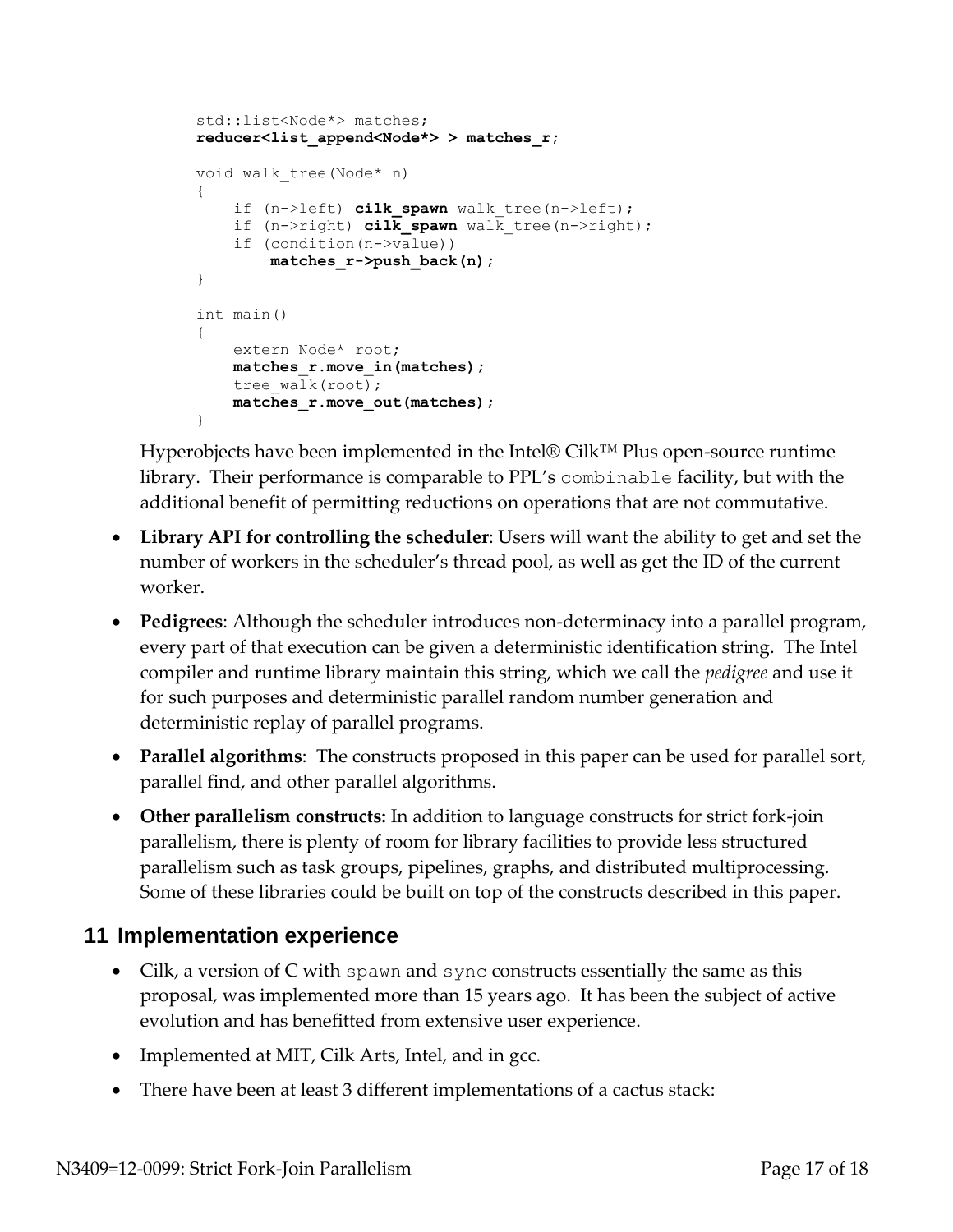```
std::list<Node*> matches;
reducer<list_append<Node*> > matches_r;

void walk_tree(Node* n)
{
    if (n->left) cilk_spawn walk_tree(n->left);
    if (n->right) cilk_spawn walk_tree(n->right);
    if (condition(n->value))
        matches_r->push_back(n);
}

int main()
{
    extern Node* root;
    matches_r.move_in(matches);
    tree_walk(root);
    matches_r.move_out(matches);
}
```

Hyperobjects have been implemented in the Intel® Cilk™ Plus open-source runtime library. Their performance is comparable to PPL's `combinable` facility, but with the additional benefit of permitting reductions on operations that are not commutative.

- **Library API for controlling the scheduler**: Users will want the ability to get and set the number of workers in the scheduler's thread pool, as well as get the ID of the current worker.
- **Pedigrees**: Although the scheduler introduces non-determinacy into a parallel program, every part of that execution can be given a deterministic identification string. The Intel compiler and runtime library maintain this string, which we call the *pedigree* and use it for such purposes and deterministic parallel random number generation and deterministic replay of parallel programs.
- **Parallel algorithms**: The constructs proposed in this paper can be used for parallel sort, parallel find, and other parallel algorithms.
- **Other parallelism constructs:** In addition to language constructs for strict fork-join parallelism, there is plenty of room for library facilities to provide less structured parallelism such as task groups, pipelines, graphs, and distributed multiprocessing. Some of these libraries could be built on top of the constructs described in this paper.

## 11 Implementation experience

- Cilk, a version of C with `spawn` and `sync` constructs essentially the same as this proposal, was implemented more than 15 years ago. It has been the subject of active evolution and has benefitted from extensive user experience.
- Implemented at MIT, Cilk Arts, Intel, and in gcc.
- There have been at least 3 different implementations of a cactus stack: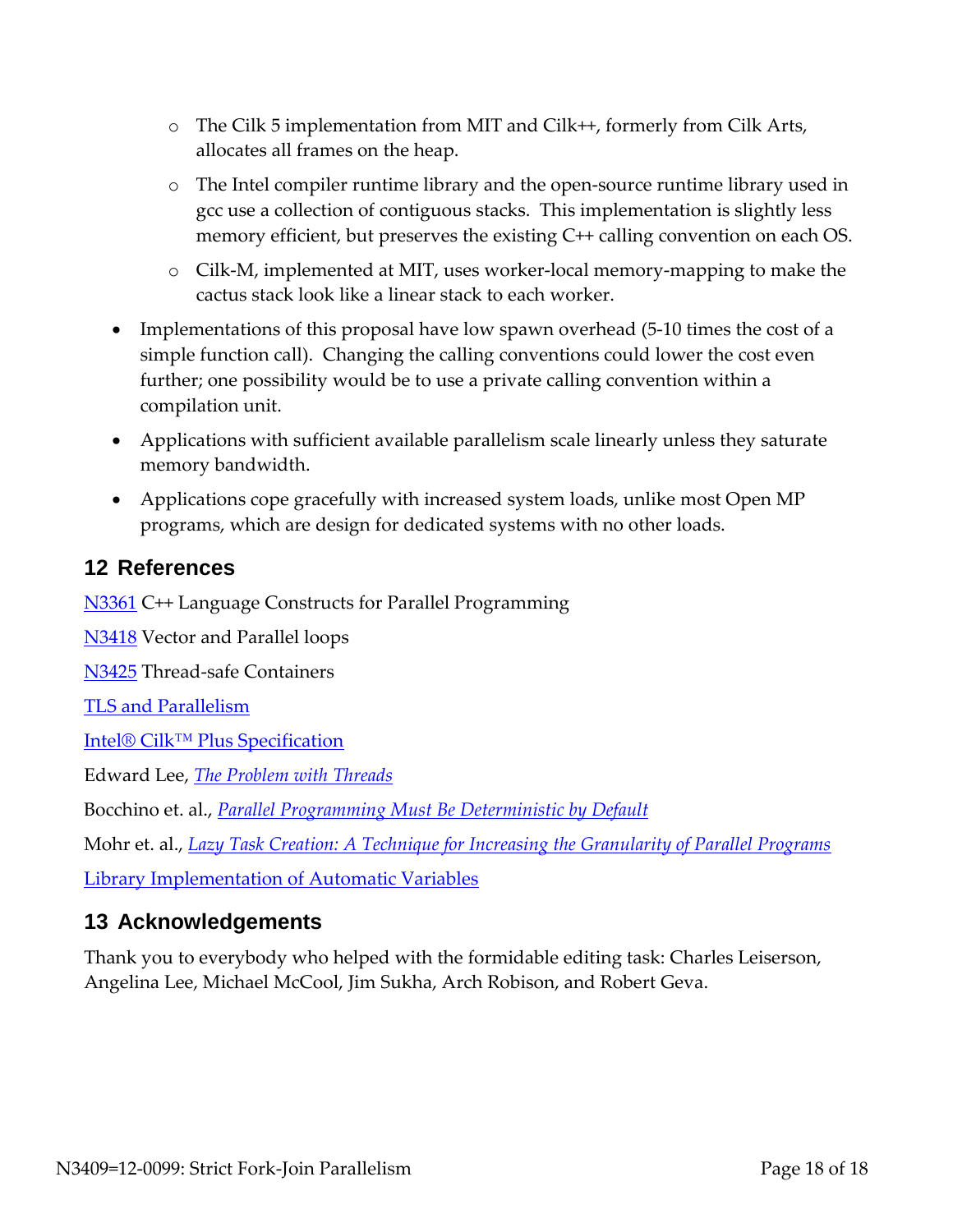- The Cilk 5 implementation from MIT and Cilk++, formerly from Cilk Arts, allocates all frames on the heap.
    - The Intel compiler runtime library and the open-source runtime library used in gcc use a collection of contiguous stacks. This implementation is slightly less memory efficient, but preserves the existing C++ calling convention on each OS.
    - Cilk-M, implemented at MIT, uses worker-local memory-mapping to make the cactus stack look like a linear stack to each worker.
- Implementations of this proposal have low spawn overhead (5-10 times the cost of a simple function call). Changing the calling conventions could lower the cost even further; one possibility would be to use a private calling convention within a compilation unit.
- Applications with sufficient available parallelism scale linearly unless they saturate memory bandwidth.
- Applications cope gracefully with increased system loads, unlike most Open MP programs, which are design for dedicated systems with no other loads.

## 12 References

N3361 C++ Language Constructs for Parallel Programming

N3418 Vector and Parallel loops

N3425 Thread-safe Containers

TLS and Parallelism

Intel® Cilk™ Plus Specification

Edward Lee, *The Problem with Threads*

Bocchino et. al., *Parallel Programming Must Be Deterministic by Default*

Mohr et. al., *Lazy Task Creation: A Technique for Increasing the Granularity of Parallel Programs*

Library Implementation of Automatic Variables

## 13 Acknowledgements

Thank you to everybody who helped with the formidable editing task: Charles Leiserson, Angelina Lee, Michael McCool, Jim Sukha, Arch Robison, and Robert Geva.